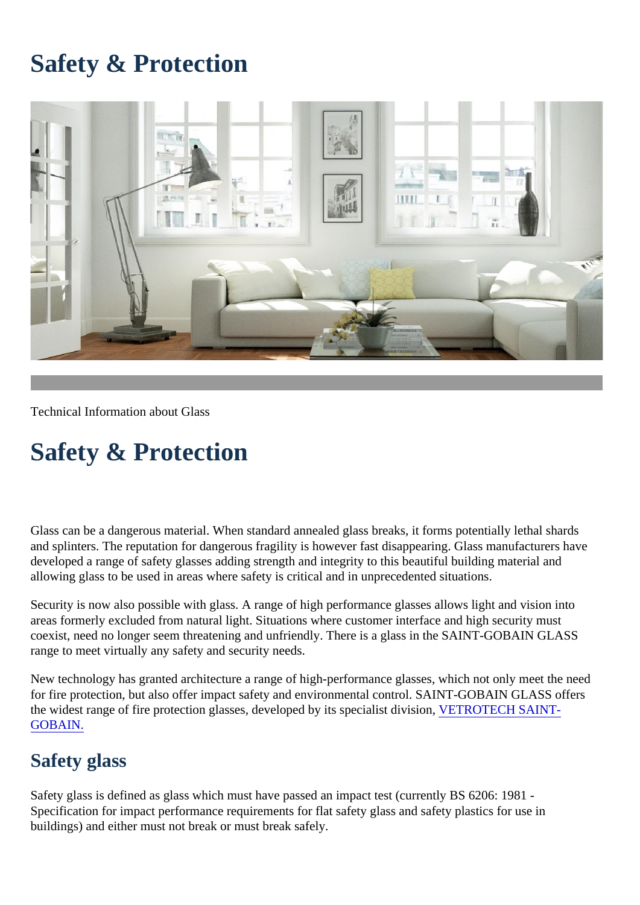# Safety & Protection

Technical Information about Glass

# Safety & Protection

Glass can be a dangerous material. When standard annealed glass breaks, it forms potentially lethal shards and splinters. The reputation for dangerous fragility is however fast disappearing. Glass manufacturers have developed a range of safety glasses adding strength and integrity to this beautiful building material and allowing glass to be used in areas where safety is critical and in unprecedented situations.

Security is now also possible with glass. A range of high performance glasses allows light and vision into areas formerly excluded from natural light. Situations where customer interface and high security must coexist, need no longer seem threatening and unfriendly. There is a glass in the SAINT-GOBAIN GLASS range to meet virtually any safety and security needs.

New technology has granted architecture a range of high-performance glasses, which not only meet the need for fire protection, but also offer impact safety and environmental control. SAINT-GOBAIN GLASS offers the widest range of fire protection glasses, developed by its specialist division, VETROTECH SAINT-GOBAIN.

## Safety glass

Safety glass is defined as glass which must have passed an impact test (currently BS 6206: 1981 - Specification for impact performance requirements for flat safety glass and safety plastics for use in buildings) and either must not break or must break safely.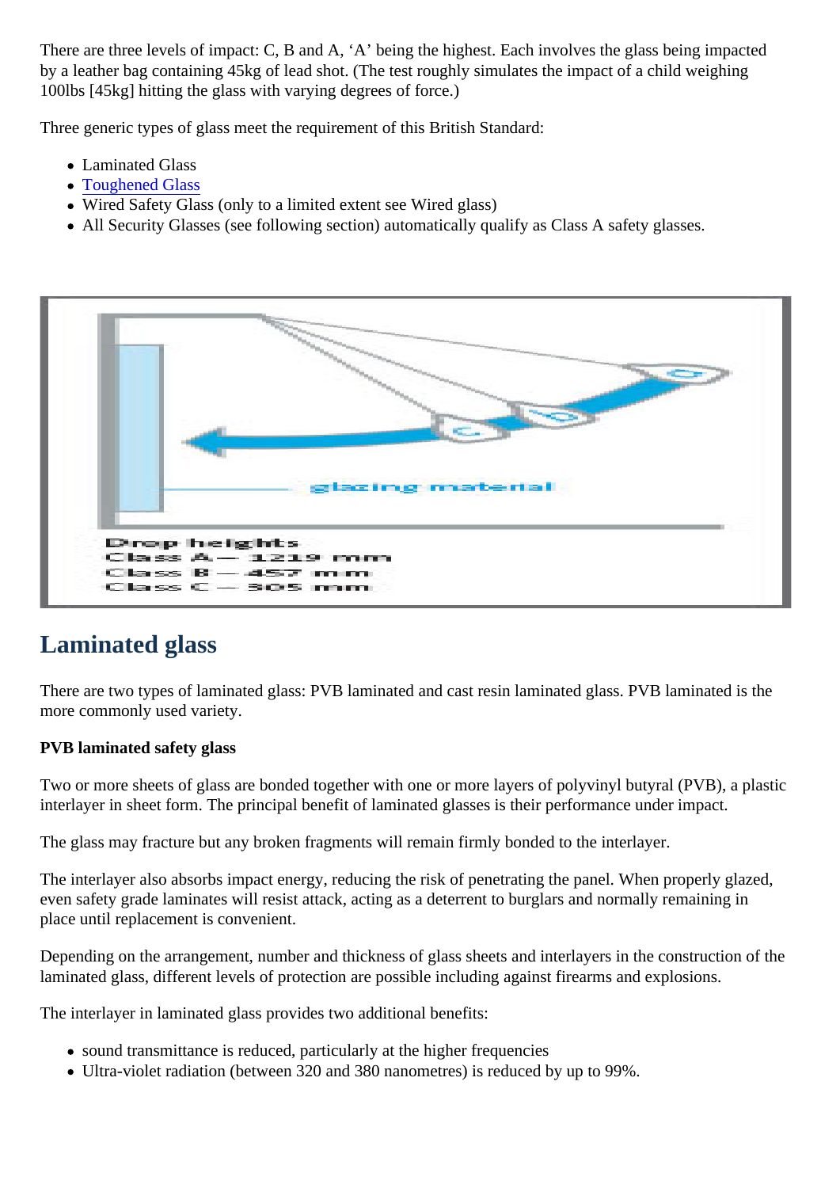There are three levels of impact: C, B and A, 'A' being the highest. Each involves the glass being impacted by a leather bag containing 45kg of lead shot. (The test roughly simulates the impact of a child weighing 100lbs [45kg] hitting the glass with varying degrees of force.)

Three generic types of glass meet the requirement of this British Standard:

- Laminated Glass
- Toughened Glass
- Wired Safety Glass (only to a limited extent see Wired glass)
- All Security Glasses (see following section) automatically qualify as Class A safety glasses.

glazing material

Drop heights
Class A — 1219 mm
Class B — 457 mm
Class C — 305 mm

## Laminated glass

There are two types of laminated glass: PVB laminated and cast resin laminated glass. PVB laminated is the more commonly used variety.

**PVB laminated safety glass**

Two or more sheets of glass are bonded together with one or more layers of polyvinyl butyral (PVB), a plastic interlayer in sheet form. The principal benefit of laminated glasses is their performance under impact.

The glass may fracture but any broken fragments will remain firmly bonded to the interlayer.

The interlayer also absorbs impact energy, reducing the risk of penetrating the panel. When properly glazed, even safety grade laminates will resist attack, acting as a deterrent to burglars and normally remaining in place until replacement is convenient.

Depending on the arrangement, number and thickness of glass sheets and interlayers in the construction of the laminated glass, different levels of protection are possible including against firearms and explosions.

The interlayer in laminated glass provides two additional benefits:

- sound transmittance is reduced, particularly at the higher frequencies
- Ultra-violet radiation (between 320 and 380 nanometres) is reduced by up to 99%.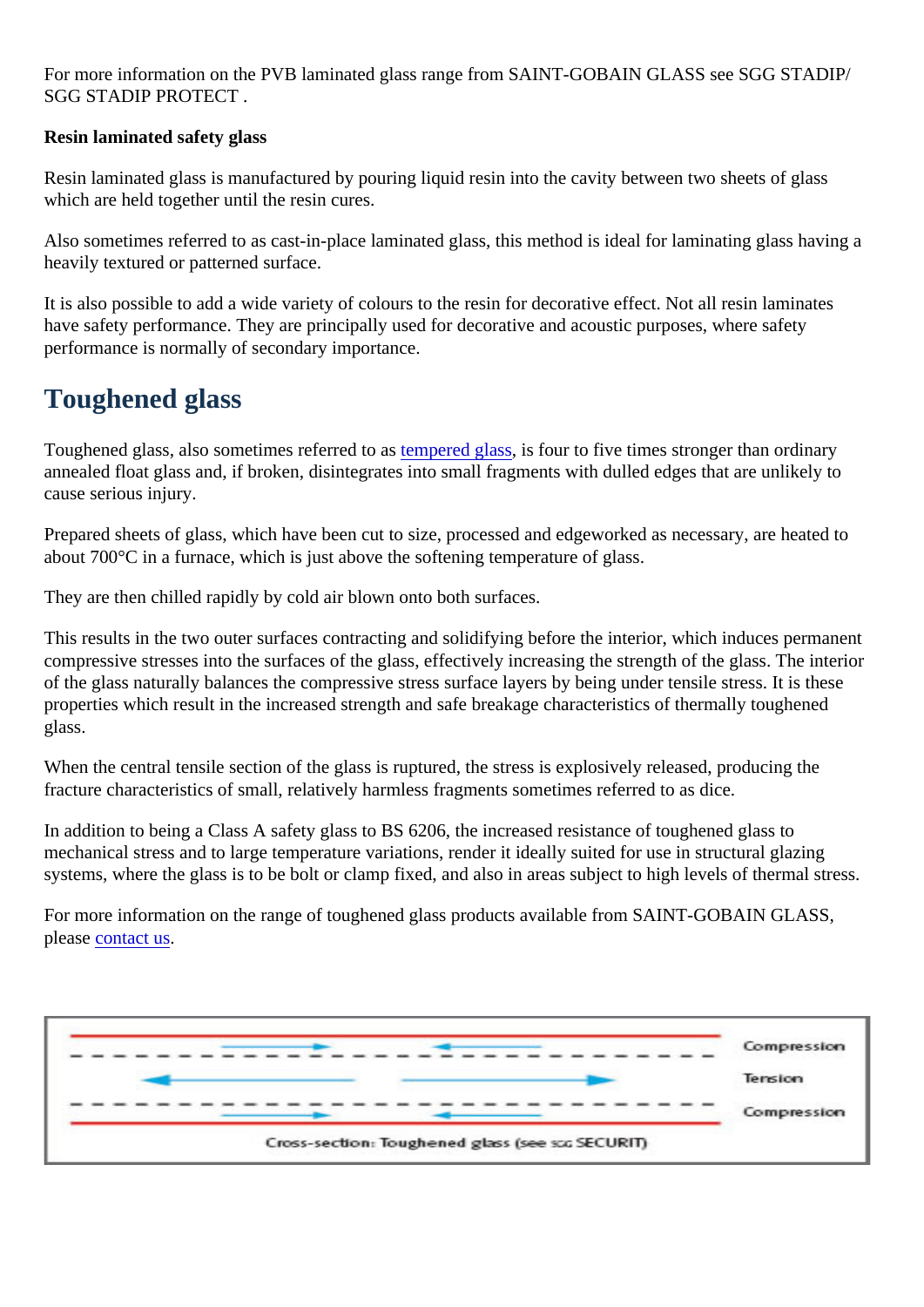For more information on the PVB laminated glass range from SAINT-GOBAIN GLASS see SGG STADIP/ SGG STADIP PROTECT .

**Resin laminated safety glass**

Resin laminated glass is manufactured by pouring liquid resin into the cavity between two sheets of glass which are held together until the resin cures.

Also sometimes referred to as cast-in-place laminated glass, this method is ideal for laminating glass having a heavily textured or patterned surface.

It is also possible to add a wide variety of colours to the resin for decorative effect. Not all resin laminates have safety performance. They are principally used for decorative and acoustic purposes, where safety performance is normally of secondary importance.

## Toughened glass

Toughened glass, also sometimes referred to as tempered glass, is four to five times stronger than ordinary annealed float glass and, if broken, disintegrates into small fragments with dulled edges that are unlikely to cause serious injury.

Prepared sheets of glass, which have been cut to size, processed and edgeworked as necessary, are heated to about 700°C in a furnace, which is just above the softening temperature of glass.

They are then chilled rapidly by cold air blown onto both surfaces.

This results in the two outer surfaces contracting and solidifying before the interior, which induces permanent compressive stresses into the surfaces of the glass, effectively increasing the strength of the glass. The interior of the glass naturally balances the compressive stress surface layers by being under tensile stress. It is these properties which result in the increased strength and safe breakage characteristics of thermally toughened glass.

When the central tensile section of the glass is ruptured, the stress is explosively released, producing the fracture characteristics of small, relatively harmless fragments sometimes referred to as dice.

In addition to being a Class A safety glass to BS 6206, the increased resistance of toughened glass to mechanical stress and to large temperature variations, render it ideally suited for use in structural glazing systems, where the glass is to be bolt or clamp fixed, and also in areas subject to high levels of thermal stress.

For more information on the range of toughened glass products available from SAINT-GOBAIN GLASS, please contact us.

Compression

Tension

Compression

Cross-section: Toughened glass (see SGG SECURIT)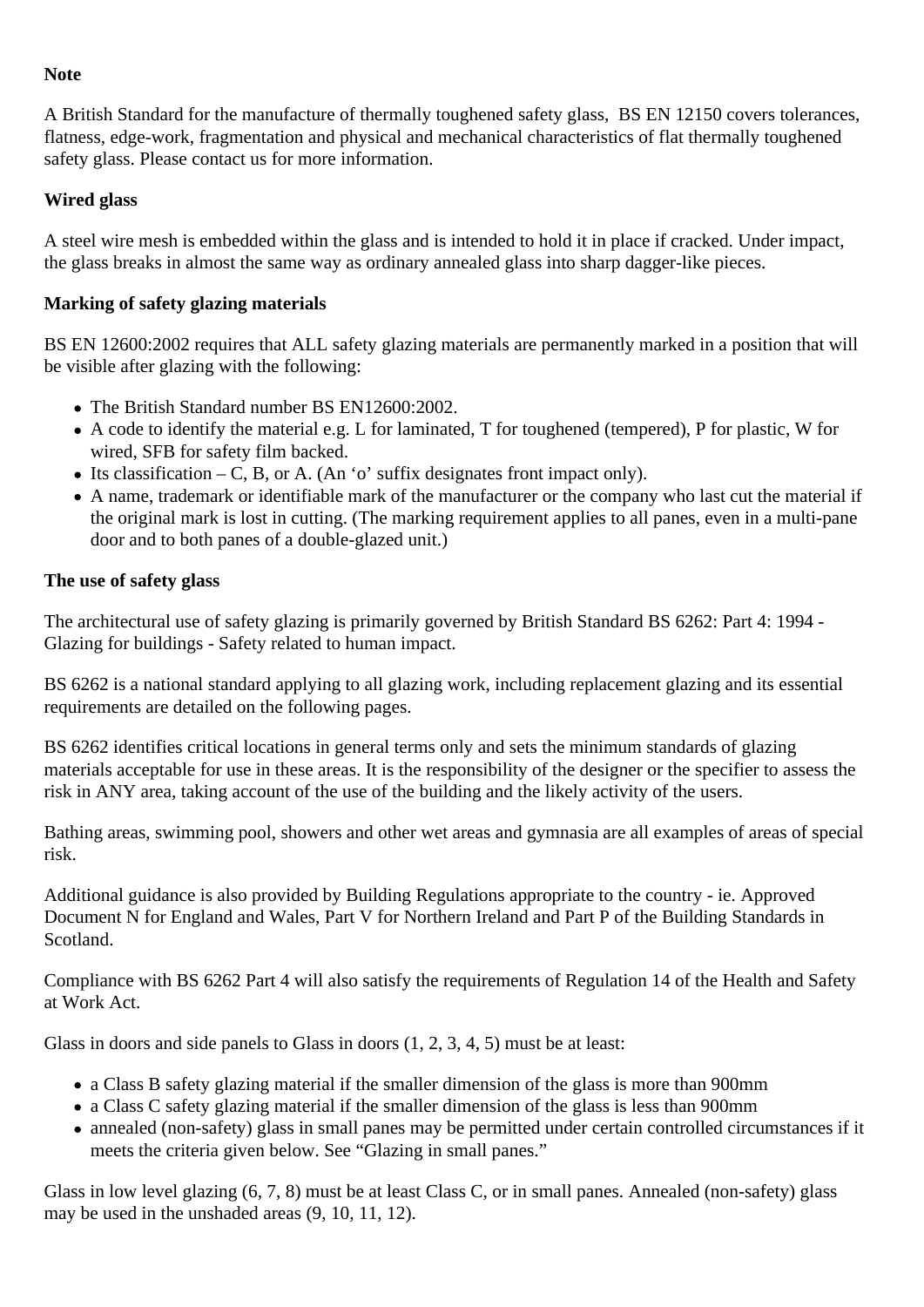**Note**

A British Standard for the manufacture of thermally toughened safety glass,  BS EN 12150 covers tolerances, flatness, edge-work, fragmentation and physical and mechanical characteristics of flat thermally toughened safety glass. Please contact us for more information.

**Wired glass**

A steel wire mesh is embedded within the glass and is intended to hold it in place if cracked. Under impact, the glass breaks in almost the same way as ordinary annealed glass into sharp dagger-like pieces.

**Marking of safety glazing materials**

BS EN 12600:2002 requires that ALL safety glazing materials are permanently marked in a position that will be visible after glazing with the following:

- The British Standard number BS EN12600:2002.
- A code to identify the material e.g. L for laminated, T for toughened (tempered), P for plastic, W for wired, SFB for safety film backed.
- Its classification – C, B, or A. (An 'o' suffix designates front impact only).
- A name, trademark or identifiable mark of the manufacturer or the company who last cut the material if the original mark is lost in cutting. (The marking requirement applies to all panes, even in a multi-pane door and to both panes of a double-glazed unit.)

**The use of safety glass**

The architectural use of safety glazing is primarily governed by British Standard BS 6262: Part 4: 1994 - Glazing for buildings - Safety related to human impact.

BS 6262 is a national standard applying to all glazing work, including replacement glazing and its essential requirements are detailed on the following pages.

BS 6262 identifies critical locations in general terms only and sets the minimum standards of glazing materials acceptable for use in these areas. It is the responsibility of the designer or the specifier to assess the risk in ANY area, taking account of the use of the building and the likely activity of the users.

Bathing areas, swimming pool, showers and other wet areas and gymnasia are all examples of areas of special risk.

Additional guidance is also provided by Building Regulations appropriate to the country - ie. Approved Document N for England and Wales, Part V for Northern Ireland and Part P of the Building Standards in Scotland.

Compliance with BS 6262 Part 4 will also satisfy the requirements of Regulation 14 of the Health and Safety at Work Act.

Glass in doors and side panels to Glass in doors (1, 2, 3, 4, 5) must be at least:

- a Class B safety glazing material if the smaller dimension of the glass is more than 900mm
- a Class C safety glazing material if the smaller dimension of the glass is less than 900mm
- annealed (non-safety) glass in small panes may be permitted under certain controlled circumstances if it meets the criteria given below. See "Glazing in small panes."

Glass in low level glazing (6, 7, 8) must be at least Class C, or in small panes. Annealed (non-safety) glass may be used in the unshaded areas (9, 10, 11, 12).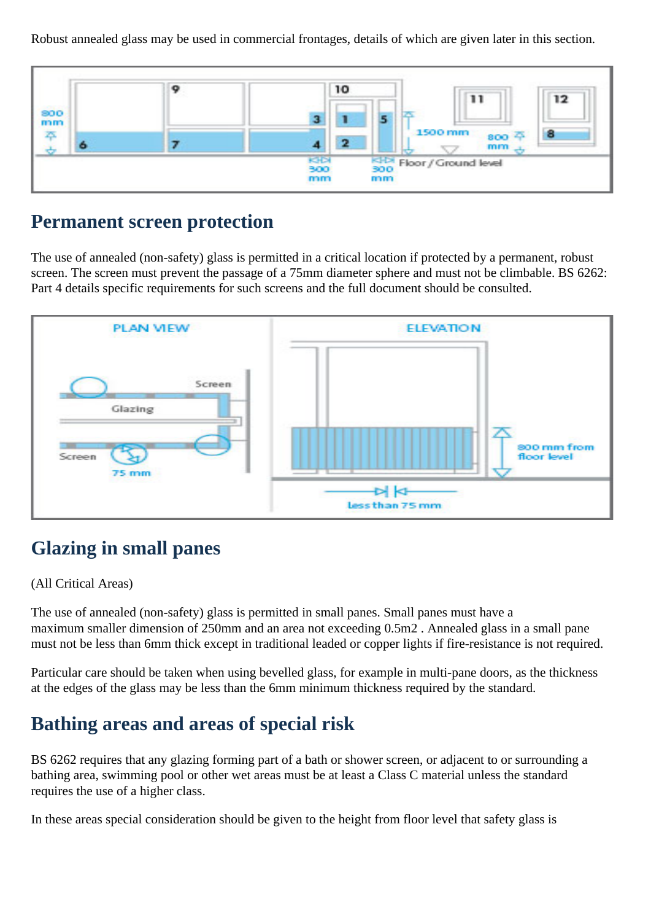Robust annealed glass may be used in commercial frontages, details of which are given later in this section.

## Permanent screen protection

The use of annealed (non-safety) glass is permitted in a critical location if protected by a permanent, robust screen. The screen must prevent the passage of a 75mm diameter sphere and must not be climbable. BS 6262: Part 4 details specific requirements for such screens and the full document should be consulted.

## Glazing in small panes

(All Critical Areas)

The use of annealed (non-safety) glass is permitted in small panes. Small panes must have a maximum smaller dimension of 250mm and an area not exceeding 0.5m2 . Annealed glass in a small pane must not be less than 6mm thick except in traditional leaded or copper lights if fire-resistance is not required.

Particular care should be taken when using bevelled glass, for example in multi-pane doors, as the thickness at the edges of the glass may be less than the 6mm minimum thickness required by the standard.

## Bathing areas and areas of special risk

BS 6262 requires that any glazing forming part of a bath or shower screen, or adjacent to or surrounding a bathing area, swimming pool or other wet areas must be at least a Class C material unless the standard requires the use of a higher class.

In these areas special consideration should be given to the height from floor level that safety glass is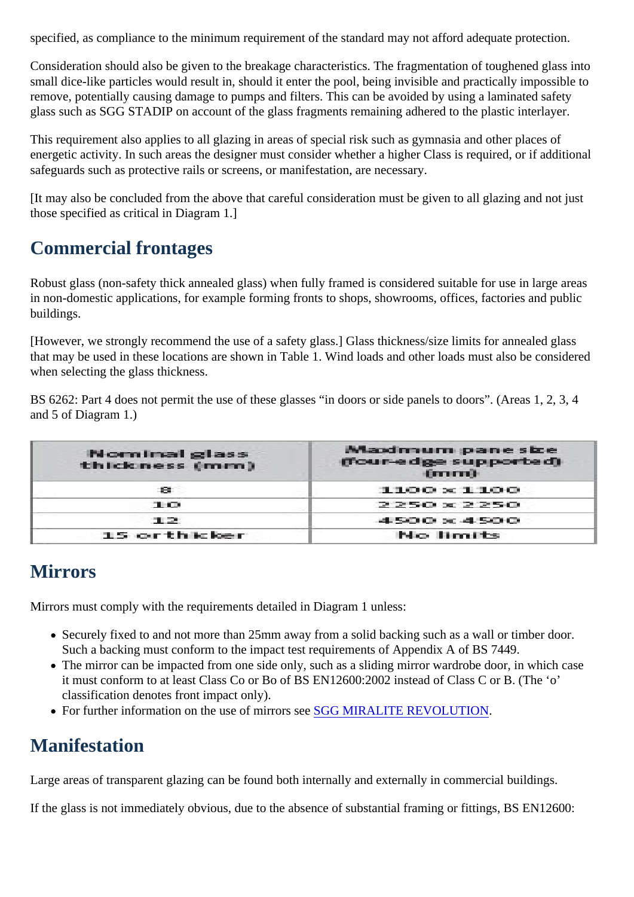specified, as compliance to the minimum requirement of the standard may not afford adequate protection.

Consideration should also be given to the breakage characteristics. The fragmentation of toughened glass into small dice-like particles would result in, should it enter the pool, being invisible and practically impossible to remove, potentially causing damage to pumps and filters. This can be avoided by using a laminated safety glass such as SGG STADIP on account of the glass fragments remaining adhered to the plastic interlayer.

This requirement also applies to all glazing in areas of special risk such as gymnasia and other places of energetic activity. In such areas the designer must consider whether a higher Class is required, or if additional safeguards such as protective rails or screens, or manifestation, are necessary.

[It may also be concluded from the above that careful consideration must be given to all glazing and not just those specified as critical in Diagram 1.]

## Commercial frontages

Robust glass (non-safety thick annealed glass) when fully framed is considered suitable for use in large areas in non-domestic applications, for example forming fronts to shops, showrooms, offices, factories and public buildings.

[However, we strongly recommend the use of a safety glass.] Glass thickness/size limits for annealed glass that may be used in these locations are shown in Table 1. Wind loads and other loads must also be considered when selecting the glass thickness.

BS 6262: Part 4 does not permit the use of these glasses “in doors or side panels to doors”. (Areas 1, 2, 3, 4 and 5 of Diagram 1.)

| Nominal glass thickness (mm) | Maximum pane size (four-edge supported) (mm) |
|---|---|
| 8 | 1100 x 1100 |
| 10 | 2250 x 2250 |
| 12 | 4500 x 4500 |
| 15 or thicker | No limits |

## Mirrors

Mirrors must comply with the requirements detailed in Diagram 1 unless:

- Securely fixed to and not more than 25mm away from a solid backing such as a wall or timber door. Such a backing must conform to the impact test requirements of Appendix A of BS 7449.
- The mirror can be impacted from one side only, such as a sliding mirror wardrobe door, in which case it must conform to at least Class Co or Bo of BS EN12600:2002 instead of Class C or B. (The ‘o’ classification denotes front impact only).
- For further information on the use of mirrors see SGG MIRALITE REVOLUTION.

## Manifestation

Large areas of transparent glazing can be found both internally and externally in commercial buildings.

If the glass is not immediately obvious, due to the absence of substantial framing or fittings, BS EN12600: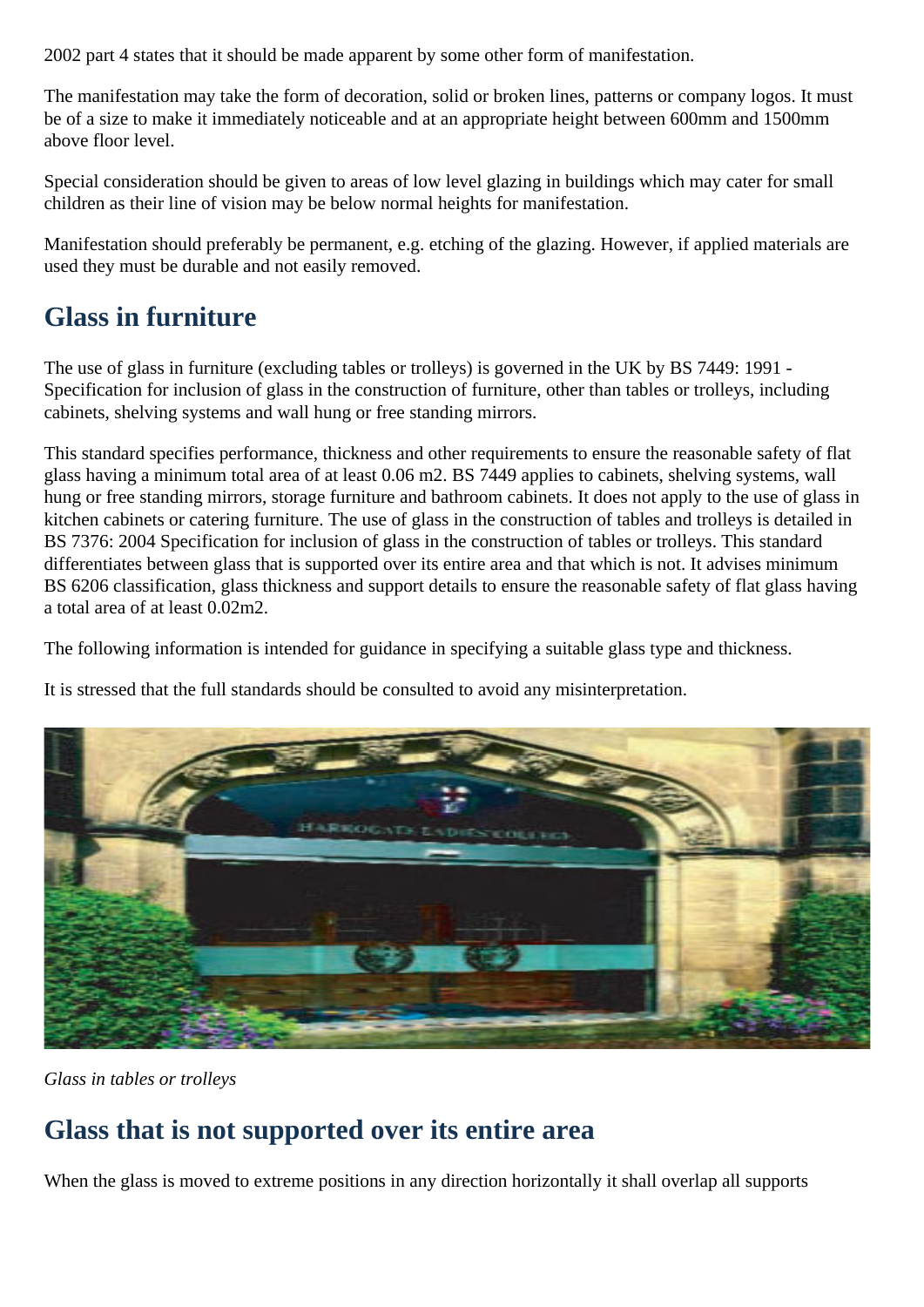2002 part 4 states that it should be made apparent by some other form of manifestation.

The manifestation may take the form of decoration, solid or broken lines, patterns or company logos. It must be of a size to make it immediately noticeable and at an appropriate height between 600mm and 1500mm above floor level.

Special consideration should be given to areas of low level glazing in buildings which may cater for small children as their line of vision may be below normal heights for manifestation.

Manifestation should preferably be permanent, e.g. etching of the glazing. However, if applied materials are used they must be durable and not easily removed.

## Glass in furniture

The use of glass in furniture (excluding tables or trolleys) is governed in the UK by BS 7449: 1991 - Specification for inclusion of glass in the construction of furniture, other than tables or trolleys, including cabinets, shelving systems and wall hung or free standing mirrors.

This standard specifies performance, thickness and other requirements to ensure the reasonable safety of flat glass having a minimum total area of at least 0.06 m2. BS 7449 applies to cabinets, shelving systems, wall hung or free standing mirrors, storage furniture and bathroom cabinets. It does not apply to the use of glass in kitchen cabinets or catering furniture. The use of glass in the construction of tables and trolleys is detailed in BS 7376: 2004 Specification for inclusion of glass in the construction of tables or trolleys. This standard differentiates between glass that is supported over its entire area and that which is not. It advises minimum BS 6206 classification, glass thickness and support details to ensure the reasonable safety of flat glass having a total area of at least 0.02m2.

The following information is intended for guidance in specifying a suitable glass type and thickness.

It is stressed that the full standards should be consulted to avoid any misinterpretation.

*Glass in tables or trolleys*

## Glass that is not supported over its entire area

When the glass is moved to extreme positions in any direction horizontally it shall overlap all supports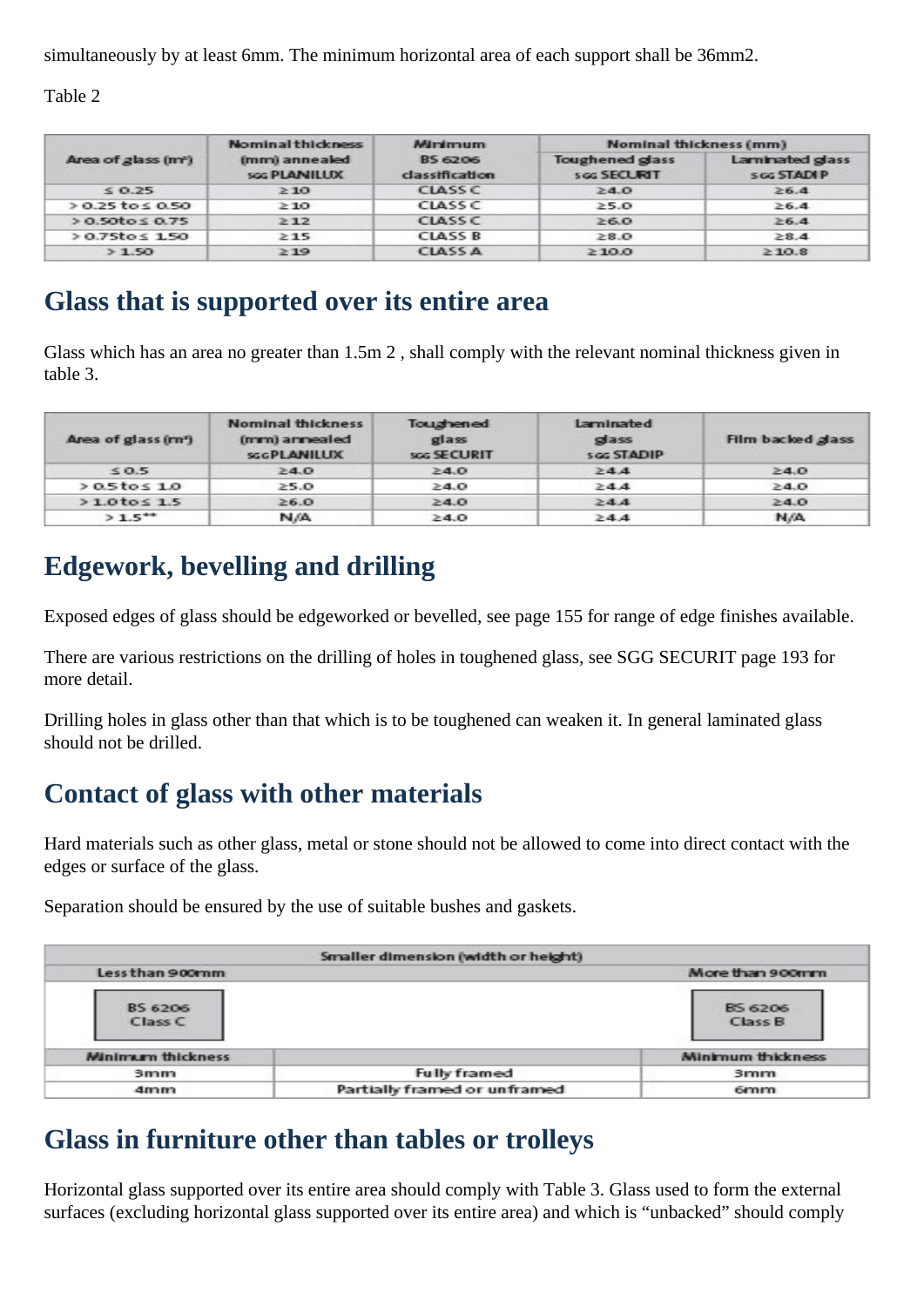simultaneously by at least 6mm. The minimum horizontal area of each support shall be 36mm2.

Table 2

| Area of glass (m²) | Nominal thickness (mm) annealed SGG PLANILUX | Minimum BS 6206 classification | Nominal thickness (mm) | |
|---|---|---|---|---|
| | | | Toughened glass SGG SECURIT | Laminated glass SGG STADIP |
| ≤ 0.25 | ≥ 10 | CLASS C | ≥4.0 | ≥6.4 |
| > 0.25 to ≤ 0.50 | ≥ 10 | CLASS C | ≥5.0 | ≥6.4 |
| > 0.50to ≤ 0.75 | ≥ 12 | CLASS C | ≥6.0 | ≥6.4 |
| > 0.75to ≤ 1.50 | ≥ 15 | CLASS B | ≥8.0 | ≥8.4 |
| > 1.50 | ≥ 19 | CLASS A | ≥ 10.0 | ≥ 10.8 |

## Glass that is supported over its entire area

Glass which has an area no greater than 1.5m 2 , shall comply with the relevant nominal thickness given in table 3.

| Area of glass (m²) | Nominal thickness (mm) annealed SGG PLANILUX | Toughened glass SGG SECURIT | Laminated glass SGG STADIP | Film backed glass |
|---|---|---|---|---|
| ≤ 0.5 | ≥4.0 | ≥4.0 | ≥4.4 | ≥4.0 |
| > 0.5 to ≤ 1.0 | ≥5.0 | ≥4.0 | ≥4.4 | ≥4.0 |
| > 1.0 to ≤ 1.5 | ≥6.0 | ≥4.0 | ≥4.4 | ≥4.0 |
| > 1.5** | N/A | ≥4.0 | ≥4.4 | N/A |

## Edgework, bevelling and drilling

Exposed edges of glass should be edgeworked or bevelled, see page 155 for range of edge finishes available.

There are various restrictions on the drilling of holes in toughened glass, see SGG SECURIT page 193 for more detail.

Drilling holes in glass other than that which is to be toughened can weaken it. In general laminated glass should not be drilled.

## Contact of glass with other materials

Hard materials such as other glass, metal or stone should not be allowed to come into direct contact with the edges or surface of the glass.

Separation should be ensured by the use of suitable bushes and gaskets.

| Smaller dimension (width or height) | | |
|---|---|---|
| Less than 900mm | | More than 900mm |
| BS 6206 Class C | | BS 6206 Class B |
| Minimum thickness | | Minimum thickness |
| 3mm | Fully framed | 3mm |
| 4mm | Partially framed or unframed | 6mm |

## Glass in furniture other than tables or trolleys

Horizontal glass supported over its entire area should comply with Table 3. Glass used to form the external surfaces (excluding horizontal glass supported over its entire area) and which is "unbacked" should comply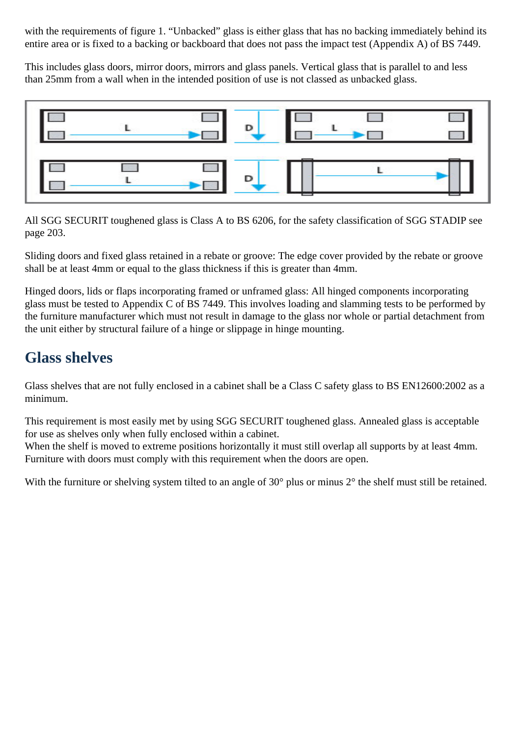with the requirements of figure 1. “Unbacked” glass is either glass that has no backing immediately behind its entire area or is fixed to a backing or backboard that does not pass the impact test (Appendix A) of BS 7449.

This includes glass doors, mirror doors, mirrors and glass panels. Vertical glass that is parallel to and less than 25mm from a wall when in the intended position of use is not classed as unbacked glass.

All SGG SECURIT toughened glass is Class A to BS 6206, for the safety classification of SGG STADIP see page 203.

Sliding doors and fixed glass retained in a rebate or groove: The edge cover provided by the rebate or groove shall be at least 4mm or equal to the glass thickness if this is greater than 4mm.

Hinged doors, lids or flaps incorporating framed or unframed glass: All hinged components incorporating glass must be tested to Appendix C of BS 7449. This involves loading and slamming tests to be performed by the furniture manufacturer which must not result in damage to the glass nor whole or partial detachment from the unit either by structural failure of a hinge or slippage in hinge mounting.

## Glass shelves

Glass shelves that are not fully enclosed in a cabinet shall be a Class C safety glass to BS EN12600:2002 as a minimum.

This requirement is most easily met by using SGG SECURIT toughened glass. Annealed glass is acceptable for use as shelves only when fully enclosed within a cabinet.
When the shelf is moved to extreme positions horizontally it must still overlap all supports by at least 4mm. Furniture with doors must comply with this requirement when the doors are open.

With the furniture or shelving system tilted to an angle of 30° plus or minus 2° the shelf must still be retained.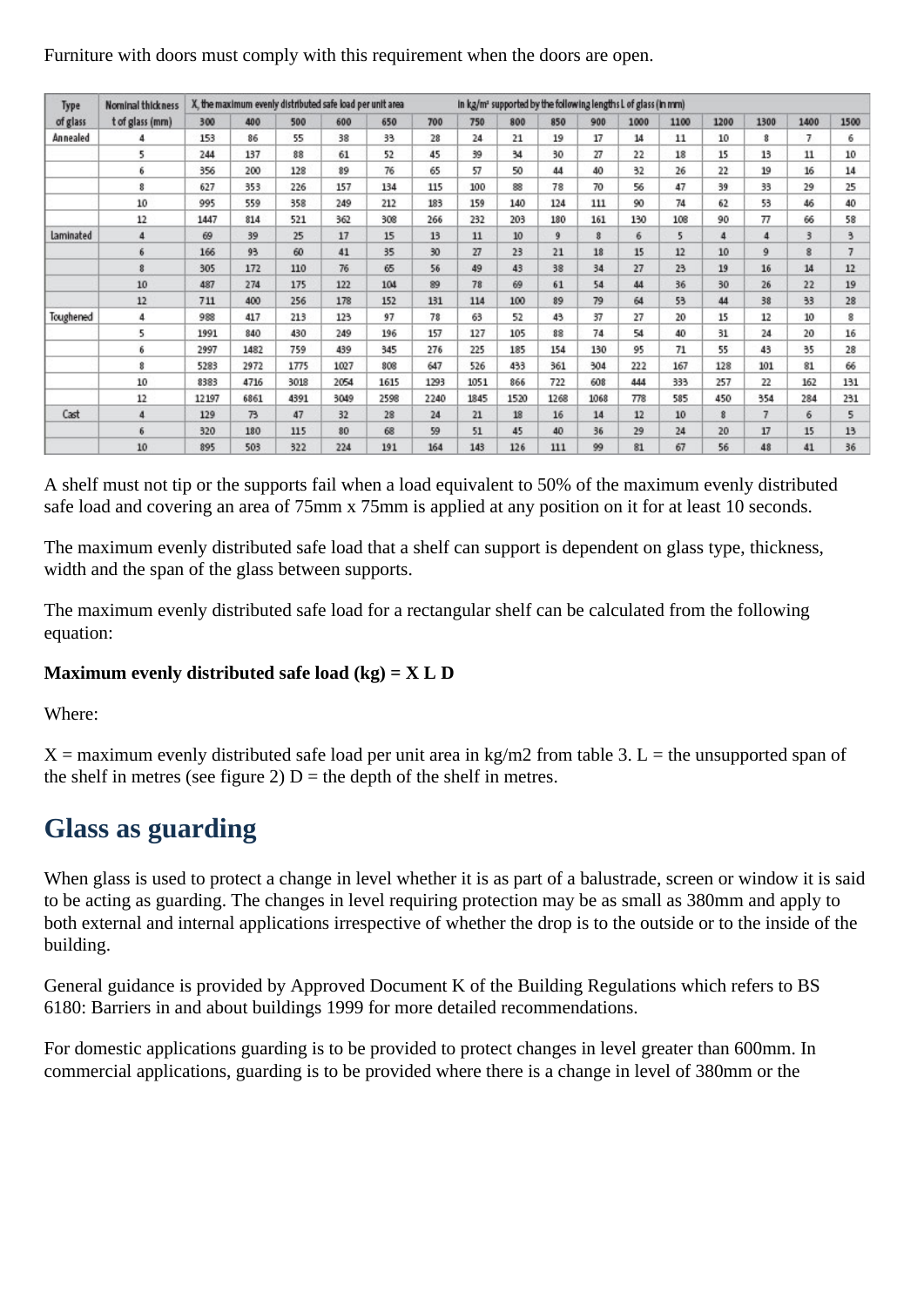Furniture with doors must comply with this requirement when the doors are open.

| Type of glass | Nominal thickness t of glass (mm) | X, the maximum evenly distributed safe load per unit area in kg/m² supported by the following lengths L of glass (in mm) | | | | | | | | | | | | | | | |
|---|---|---|---|---|---|---|---|---|---|---|---|---|---|---|---|---|---|
| | | 300 | 400 | 500 | 600 | 650 | 700 | 750 | 800 | 850 | 900 | 1000 | 1100 | 1200 | 1300 | 1400 | 1500 |
| Annealed | 4 | 153 | 86 | 55 | 38 | 33 | 28 | 24 | 21 | 19 | 17 | 14 | 11 | 10 | 8 | 7 | 6 |
| | 5 | 244 | 137 | 88 | 61 | 52 | 45 | 39 | 34 | 30 | 27 | 22 | 18 | 15 | 13 | 11 | 10 |
| | 6 | 356 | 200 | 128 | 89 | 76 | 65 | 57 | 50 | 44 | 40 | 32 | 26 | 22 | 19 | 16 | 14 |
| | 8 | 627 | 353 | 226 | 157 | 134 | 115 | 100 | 88 | 78 | 70 | 56 | 47 | 39 | 33 | 29 | 25 |
| | 10 | 995 | 559 | 358 | 249 | 212 | 183 | 159 | 140 | 124 | 111 | 90 | 74 | 62 | 53 | 46 | 40 |
| | 12 | 1447 | 814 | 521 | 362 | 308 | 266 | 232 | 203 | 180 | 161 | 130 | 108 | 90 | 77 | 66 | 58 |
| Laminated | 4 | 69 | 39 | 25 | 17 | 15 | 13 | 11 | 10 | 9 | 8 | 6 | 5 | 4 | 4 | 3 | 3 |
| | 6 | 166 | 93 | 60 | 41 | 35 | 30 | 27 | 23 | 21 | 18 | 15 | 12 | 10 | 9 | 8 | 7 |
| | 8 | 305 | 172 | 110 | 76 | 65 | 56 | 49 | 43 | 38 | 34 | 27 | 23 | 19 | 16 | 14 | 12 |
| | 10 | 487 | 274 | 175 | 122 | 104 | 89 | 78 | 69 | 61 | 54 | 44 | 36 | 30 | 26 | 22 | 19 |
| | 12 | 711 | 400 | 256 | 178 | 152 | 131 | 114 | 100 | 89 | 79 | 64 | 53 | 44 | 38 | 33 | 28 |
| Toughened | 4 | 988 | 417 | 213 | 123 | 97 | 78 | 63 | 52 | 43 | 37 | 27 | 20 | 15 | 12 | 10 | 8 |
| | 5 | 1991 | 840 | 430 | 249 | 196 | 157 | 127 | 105 | 88 | 74 | 54 | 40 | 31 | 24 | 20 | 16 |
| | 6 | 2997 | 1482 | 759 | 439 | 345 | 276 | 225 | 185 | 154 | 130 | 95 | 71 | 55 | 43 | 35 | 28 |
| | 8 | 5283 | 2972 | 1775 | 1027 | 808 | 647 | 526 | 433 | 361 | 304 | 222 | 167 | 128 | 101 | 81 | 66 |
| | 10 | 8383 | 4716 | 3018 | 2054 | 1615 | 1293 | 1051 | 866 | 722 | 608 | 444 | 333 | 257 | 22 | 162 | 131 |
| | 12 | 12197 | 6861 | 4391 | 3049 | 2598 | 2240 | 1845 | 1520 | 1268 | 1068 | 778 | 585 | 450 | 354 | 284 | 231 |
| Cast | 4 | 129 | 73 | 47 | 32 | 28 | 24 | 21 | 18 | 16 | 14 | 12 | 10 | 8 | 7 | 6 | 5 |
| | 6 | 320 | 180 | 115 | 80 | 68 | 59 | 51 | 45 | 40 | 36 | 29 | 24 | 20 | 17 | 15 | 13 |
| | 10 | 895 | 503 | 322 | 224 | 191 | 164 | 143 | 126 | 111 | 99 | 81 | 67 | 56 | 48 | 41 | 36 |

A shelf must not tip or the supports fail when a load equivalent to 50% of the maximum evenly distributed safe load and covering an area of 75mm x 75mm is applied at any position on it for at least 10 seconds.

The maximum evenly distributed safe load that a shelf can support is dependent on glass type, thickness, width and the span of the glass between supports.

The maximum evenly distributed safe load for a rectangular shelf can be calculated from the following equation:

**Maximum evenly distributed safe load (kg) = X L D**

Where:

X = maximum evenly distributed safe load per unit area in kg/m2 from table 3. L = the unsupported span of the shelf in metres (see figure 2) D = the depth of the shelf in metres.

## Glass as guarding

When glass is used to protect a change in level whether it is as part of a balustrade, screen or window it is said to be acting as guarding. The changes in level requiring protection may be as small as 380mm and apply to both external and internal applications irrespective of whether the drop is to the outside or to the inside of the building.

General guidance is provided by Approved Document K of the Building Regulations which refers to BS 6180: Barriers in and about buildings 1999 for more detailed recommendations.

For domestic applications guarding is to be provided to protect changes in level greater than 600mm. In commercial applications, guarding is to be provided where there is a change in level of 380mm or the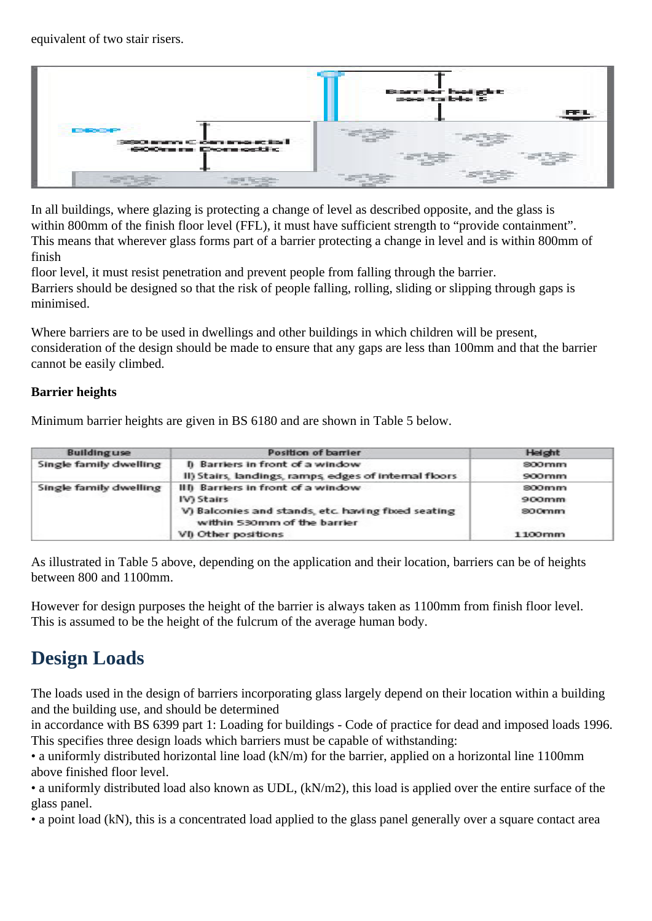equivalent of two stair risers.

In all buildings, where glazing is protecting a change of level as described opposite, and the glass is within 800mm of the finish floor level (FFL), it must have sufficient strength to "provide containment". This means that wherever glass forms part of a barrier protecting a change in level and is within 800mm of finish
floor level, it must resist penetration and prevent people from falling through the barrier.
Barriers should be designed so that the risk of people falling, rolling, sliding or slipping through gaps is minimised.

Where barriers are to be used in dwellings and other buildings in which children will be present, consideration of the design should be made to ensure that any gaps are less than 100mm and that the barrier cannot be easily climbed.

**Barrier heights**

Minimum barrier heights are given in BS 6180 and are shown in Table 5 below.

| Building use | Position of barrier | Height |
| --- | --- | --- |
| Single family dwelling | I) Barriers in front of a window<br>II) Stairs, landings, ramps, edges of internal floors | 800mm<br>900mm |
| Single family dwelling | III) Barriers in front of a window<br>IV) Stairs<br>V) Balconies and stands, etc. having fixed seating within 530mm of the barrier<br>VI) Other positions | 800mm<br>900mm<br>800mm<br><br>1100mm |

As illustrated in Table 5 above, depending on the application and their location, barriers can be of heights between 800 and 1100mm.

However for design purposes the height of the barrier is always taken as 1100mm from finish floor level. This is assumed to be the height of the fulcrum of the average human body.

## Design Loads

The loads used in the design of barriers incorporating glass largely depend on their location within a building and the building use, and should be determined
in accordance with BS 6399 part 1: Loading for buildings - Code of practice for dead and imposed loads 1996. This specifies three design loads which barriers must be capable of withstanding:

- a uniformly distributed horizontal line load (kN/m) for the barrier, applied on a horizontal line 1100mm above finished floor level.
- a uniformly distributed load also known as UDL, (kN/m2), this load is applied over the entire surface of the glass panel.
- a point load (kN), this is a concentrated load applied to the glass panel generally over a square contact area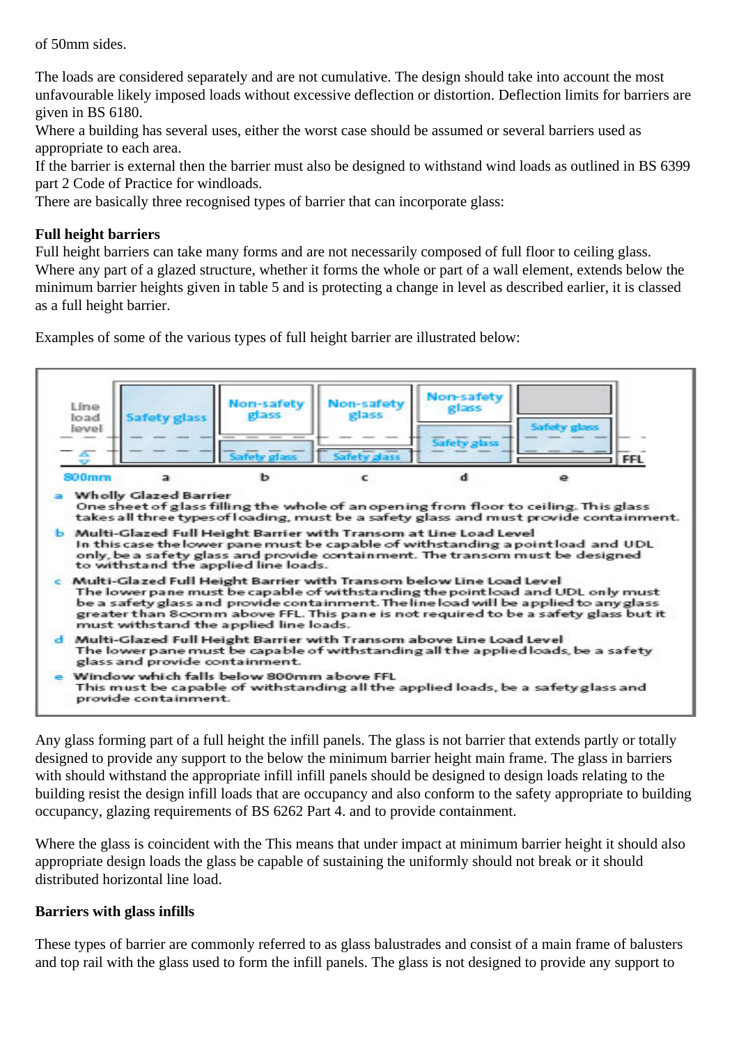of 50mm sides.

The loads are considered separately and are not cumulative. The design should take into account the most unfavourable likely imposed loads without excessive deflection or distortion. Deflection limits for barriers are given in BS 6180.
Where a building has several uses, either the worst case should be assumed or several barriers used as appropriate to each area.
If the barrier is external then the barrier must also be designed to withstand wind loads as outlined in BS 6399 part 2 Code of Practice for windloads.
There are basically three recognised types of barrier that can incorporate glass:

**Full height barriers**
Full height barriers can take many forms and are not necessarily composed of full floor to ceiling glass. Where any part of a glazed structure, whether it forms the whole or part of a wall element, extends below the minimum barrier heights given in table 5 and is protecting a change in level as described earlier, it is classed as a full height barrier.

Examples of some of the various types of full height barrier are illustrated below:

Line load level | Safety glass | Non-safety glass / Safety glass | Non-safety glass / Safety glass | Non-safety glass / Safety glass | Safety glass | FFL

800mm | a | b | c | d | e

**a** **Wholly Glazed Barrier**
One sheet of glass filling the whole of an opening from floor to ceiling. This glass takes all three types of loading, must be a safety glass and must provide containment.

**b** **Multi-Glazed Full Height Barrier with Transom at Line Load Level**
In this case the lower pane must be capable of withstanding a point load and UDL only, be a safety glass and provide containment. The transom must be designed to withstand the applied line loads.

**c** **Multi-Glazed Full Height Barrier with Transom below Line Load Level**
The lower pane must be capable of withstanding the point load and UDL only must be a safety glass and provide containment. The line load will be applied to any glass greater than 800mm above FFL. This pane is not required to be a safety glass but it must withstand the applied line loads.

**d** **Multi-Glazed Full Height Barrier with Transom above Line Load Level**
The lower pane must be capable of withstanding all the applied loads, be a safety glass and provide containment.

**e** **Window which falls below 800mm above FFL**
This must be capable of withstanding all the applied loads, be a safety glass and provide containment.

Any glass forming part of a full height the infill panels. The glass is not barrier that extends partly or totally designed to provide any support to the below the minimum barrier height main frame. The glass in barriers with should withstand the appropriate infill infill panels should be designed to design loads relating to the building resist the design infill loads that are occupancy and also conform to the safety appropriate to building occupancy, glazing requirements of BS 6262 Part 4. and to provide containment.

Where the glass is coincident with the This means that under impact at minimum barrier height it should also appropriate design loads the glass be capable of sustaining the uniformly should not break or it should distributed horizontal line load.

**Barriers with glass infills**

These types of barrier are commonly referred to as glass balustrades and consist of a main frame of balusters and top rail with the glass used to form the infill panels. The glass is not designed to provide any support to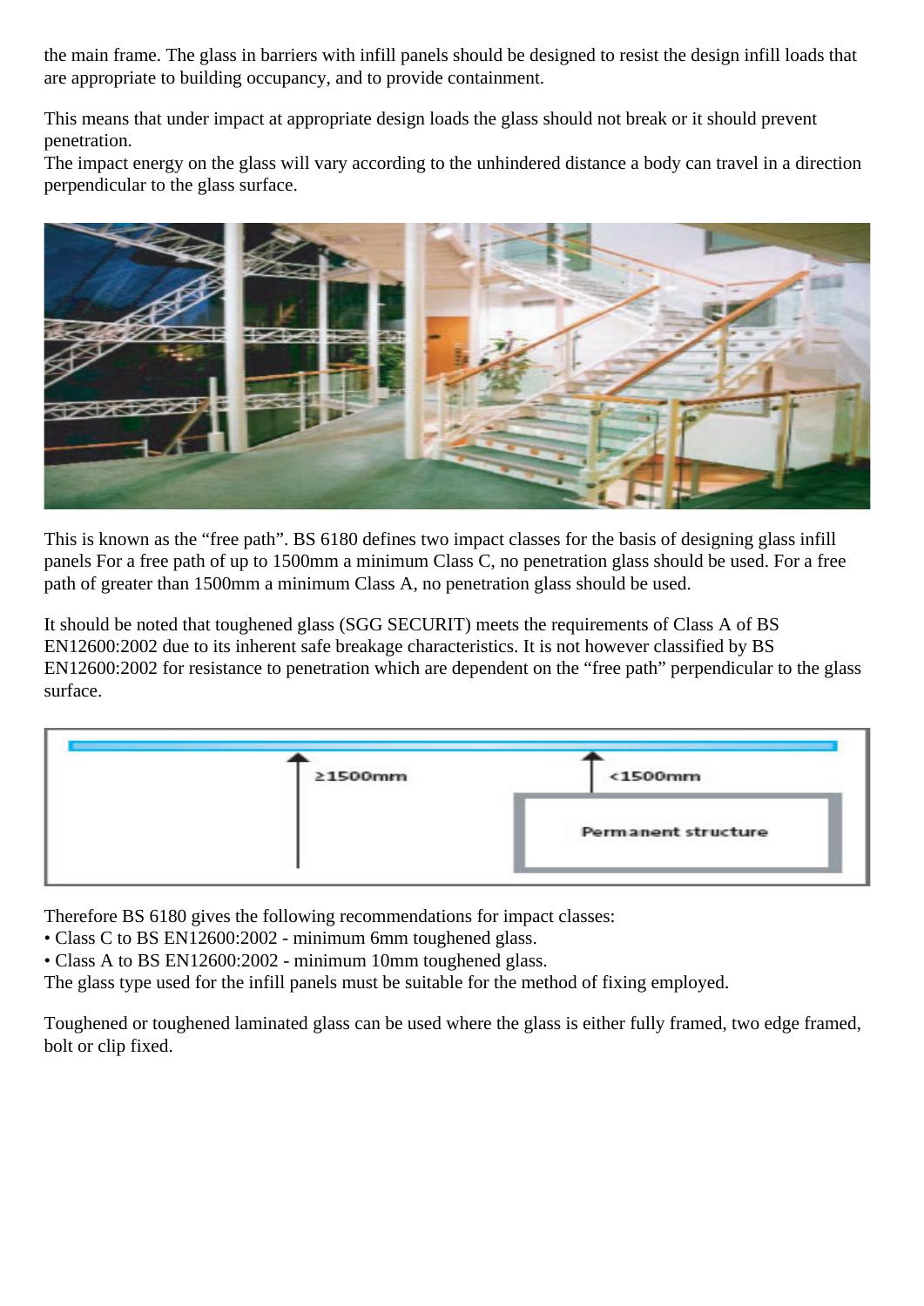the main frame. The glass in barriers with infill panels should be designed to resist the design infill loads that are appropriate to building occupancy, and to provide containment.

This means that under impact at appropriate design loads the glass should not break or it should prevent penetration.
The impact energy on the glass will vary according to the unhindered distance a body can travel in a direction perpendicular to the glass surface.

This is known as the “free path”. BS 6180 defines two impact classes for the basis of designing glass infill panels For a free path of up to 1500mm a minimum Class C, no penetration glass should be used. For a free path of greater than 1500mm a minimum Class A, no penetration glass should be used.

It should be noted that toughened glass (SGG SECURIT) meets the requirements of Class A of BS EN12600:2002 due to its inherent safe breakage characteristics. It is not however classified by BS EN12600:2002 for resistance to penetration which are dependent on the “free path” perpendicular to the glass surface.

Therefore BS 6180 gives the following recommendations for impact classes:
- Class C to BS EN12600:2002 - minimum 6mm toughened glass.
- Class A to BS EN12600:2002 - minimum 10mm toughened glass.

The glass type used for the infill panels must be suitable for the method of fixing employed.

Toughened or toughened laminated glass can be used where the glass is either fully framed, two edge framed, bolt or clip fixed.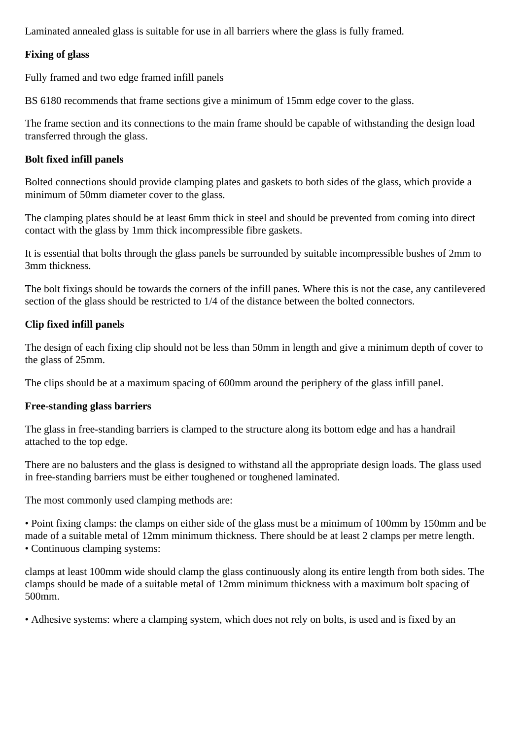Laminated annealed glass is suitable for use in all barriers where the glass is fully framed.

**Fixing of glass**

Fully framed and two edge framed infill panels

BS 6180 recommends that frame sections give a minimum of 15mm edge cover to the glass.

The frame section and its connections to the main frame should be capable of withstanding the design load transferred through the glass.

**Bolt fixed infill panels**

Bolted connections should provide clamping plates and gaskets to both sides of the glass, which provide a minimum of 50mm diameter cover to the glass.

The clamping plates should be at least 6mm thick in steel and should be prevented from coming into direct contact with the glass by 1mm thick incompressible fibre gaskets.

It is essential that bolts through the glass panels be surrounded by suitable incompressible bushes of 2mm to 3mm thickness.

The bolt fixings should be towards the corners of the infill panes. Where this is not the case, any cantilevered section of the glass should be restricted to 1/4 of the distance between the bolted connectors.

**Clip fixed infill panels**

The design of each fixing clip should not be less than 50mm in length and give a minimum depth of cover to the glass of 25mm.

The clips should be at a maximum spacing of 600mm around the periphery of the glass infill panel.

**Free-standing glass barriers**

The glass in free-standing barriers is clamped to the structure along its bottom edge and has a handrail attached to the top edge.

There are no balusters and the glass is designed to withstand all the appropriate design loads. The glass used in free-standing barriers must be either toughened or toughened laminated.

The most commonly used clamping methods are:

• Point fixing clamps: the clamps on either side of the glass must be a minimum of 100mm by 150mm and be made of a suitable metal of 12mm minimum thickness. There should be at least 2 clamps per metre length.
• Continuous clamping systems:

clamps at least 100mm wide should clamp the glass continuously along its entire length from both sides. The clamps should be made of a suitable metal of 12mm minimum thickness with a maximum bolt spacing of 500mm.

• Adhesive systems: where a clamping system, which does not rely on bolts, is used and is fixed by an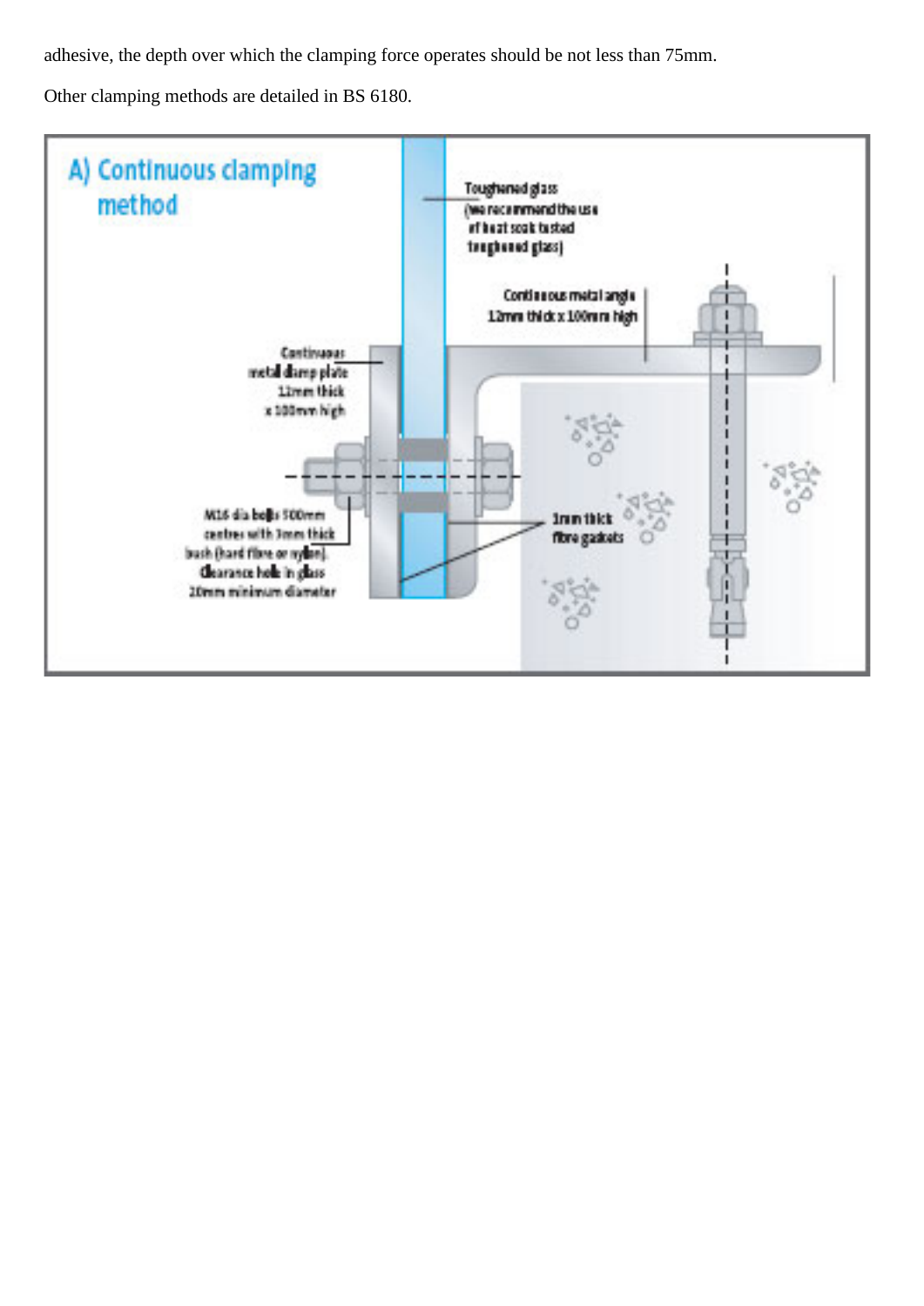adhesive, the depth over which the clamping force operates should be not less than 75mm.

Other clamping methods are detailed in BS 6180.

A) Continuous clamping method

Toughened glass (we recommend the use of heat soak tested toughened glass)

Continuous metal angle 12mm thick x 100mm high

Continuous metal clamp plate 12mm thick x 100mm high

M16 dia bolts 500mm centres with 3mm thick bush (hard fibre or nylon). Clearance hole in glass 20mm minimum diameter

3mm thick fibre gaskets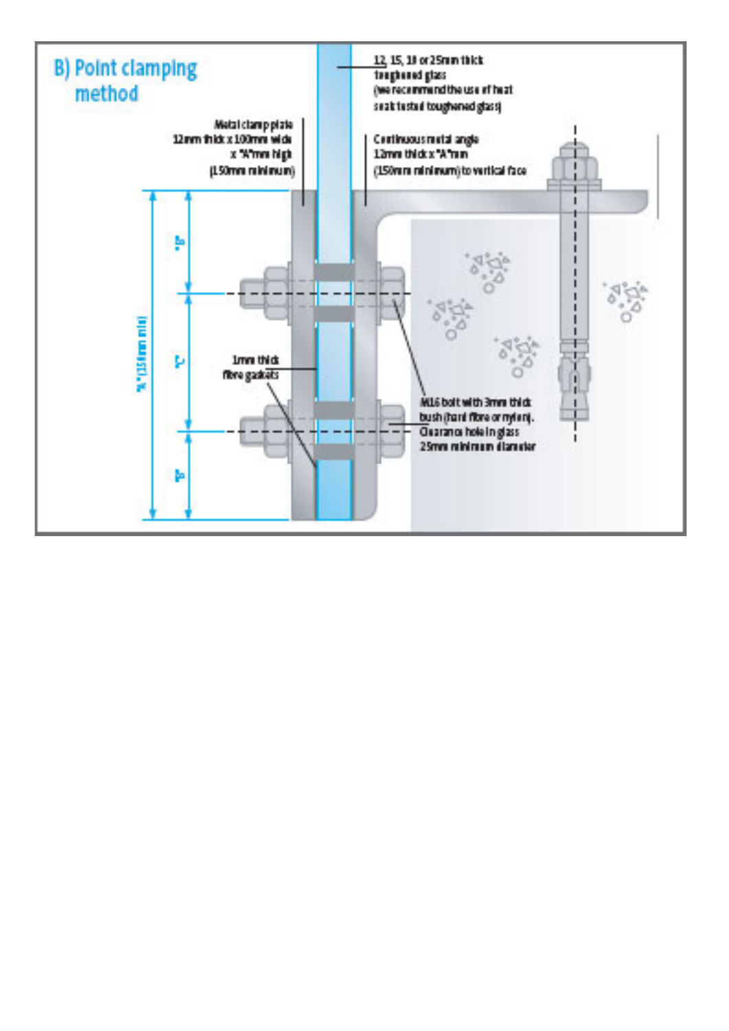## B) Point clamping method

12, 15, 19 or 25mm thick toughened glass (we recommend the use of heat soak tested toughened glass)

Metal clamp plate 12mm thick x 100mm wide x "A"mm high (150mm minimum)

Continuous metal angle 12mm thick x "A"mm (150mm minimum) to vertical face

1mm thick fibre gaskets

M16 bolt with 3mm thick bush (hard fibre or nylon). Clearance hole in glass 25mm minimum diameter

"A" (150mm min)

"B"

"C"

"B"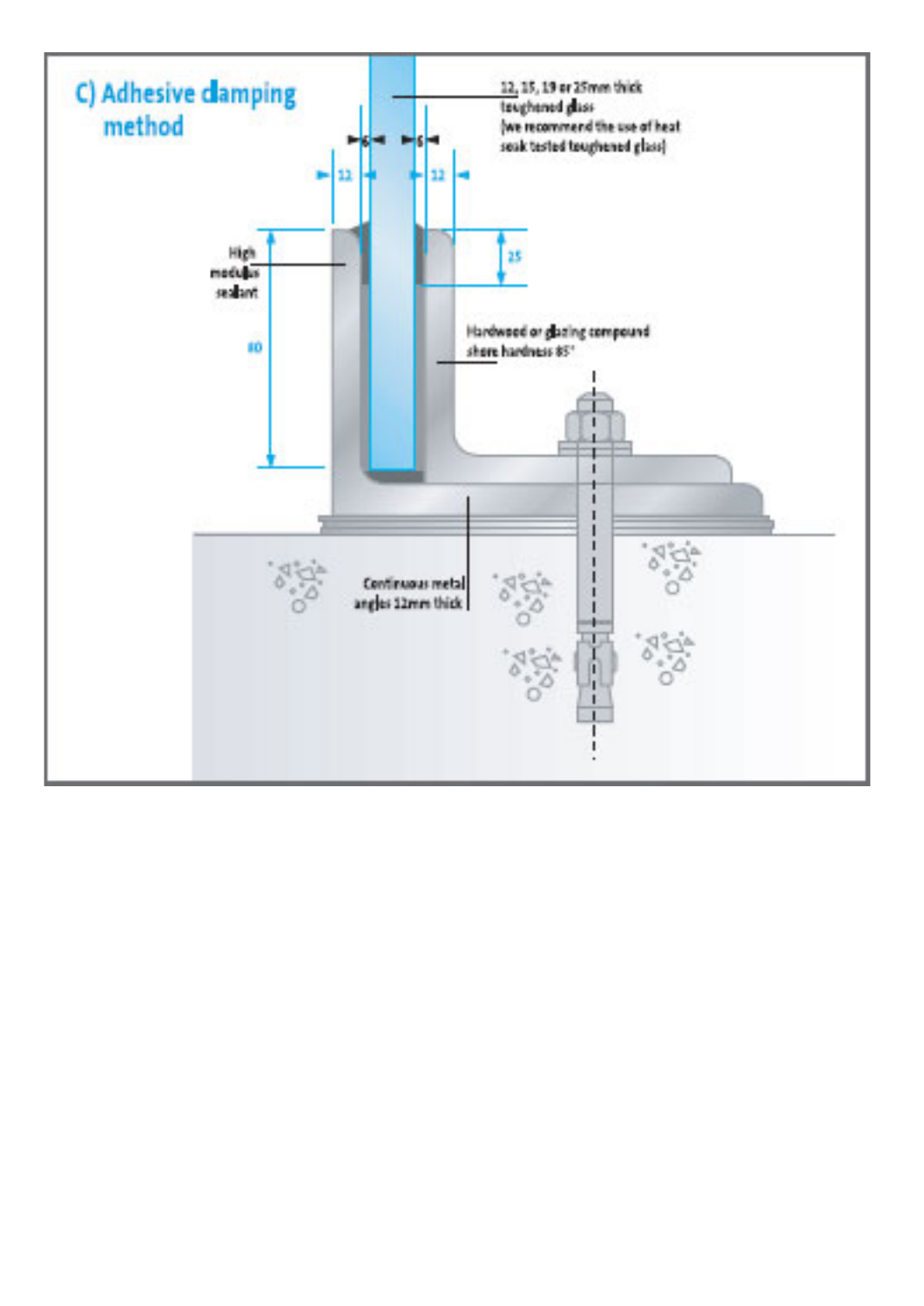## C) Adhesive clamping method

12, 15, 19 or 25mm thick toughened glass (we recommend the use of heat soak tested toughened glass)

6 6

12 12

25

High modulus sealant

80

Hardwood or glazing compound shore hardness 85°

Continuous metal angles 12mm thick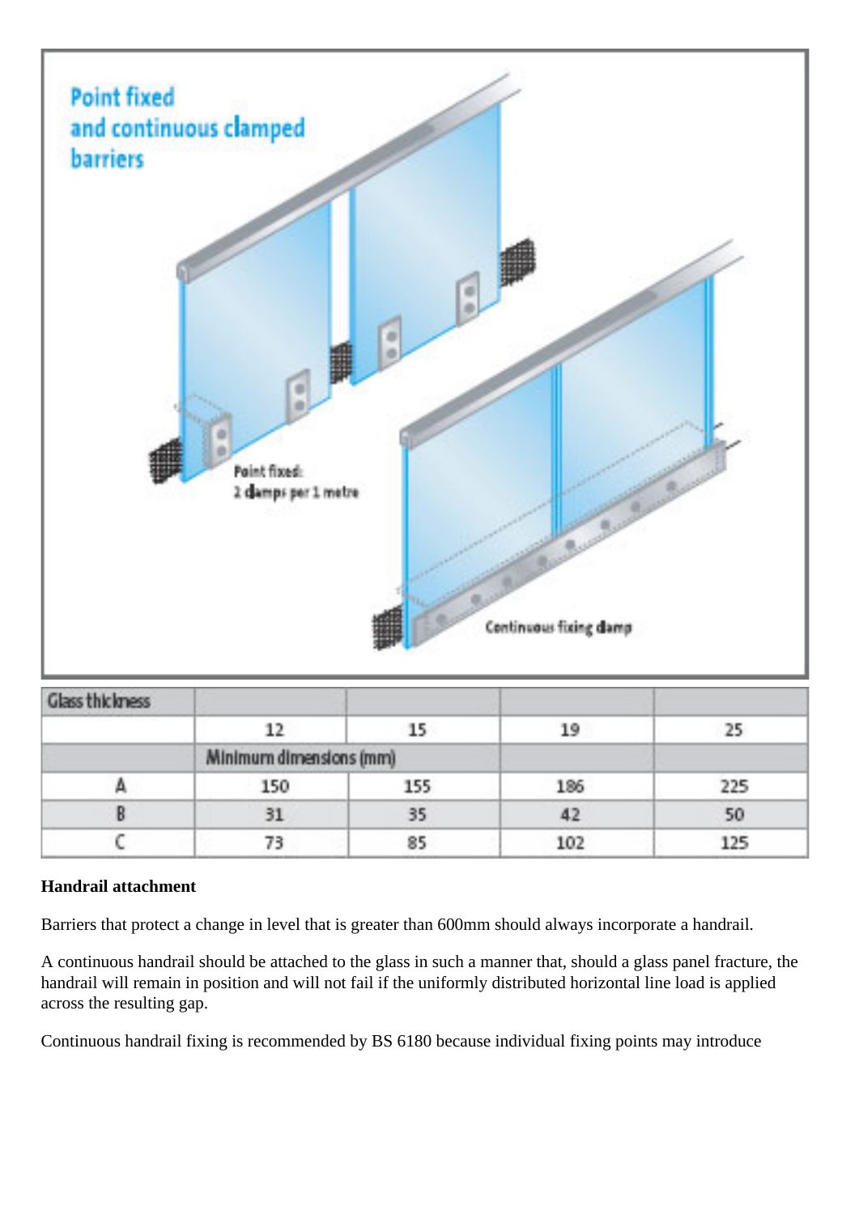| Glass thickness | | | | |
|---|---|---|---|---|
| | 12 | 15 | 19 | 25 |
| | Minimum dimensions (mm) | | | |
| A | 150 | 155 | 186 | 225 |
| B | 31 | 35 | 42 | 50 |
| C | 73 | 85 | 102 | 125 |

**Handrail attachment**

Barriers that protect a change in level that is greater than 600mm should always incorporate a handrail.

A continuous handrail should be attached to the glass in such a manner that, should a glass panel fracture, the handrail will remain in position and will not fail if the uniformly distributed horizontal line load is applied across the resulting gap.

Continuous handrail fixing is recommended by BS 6180 because individual fixing points may introduce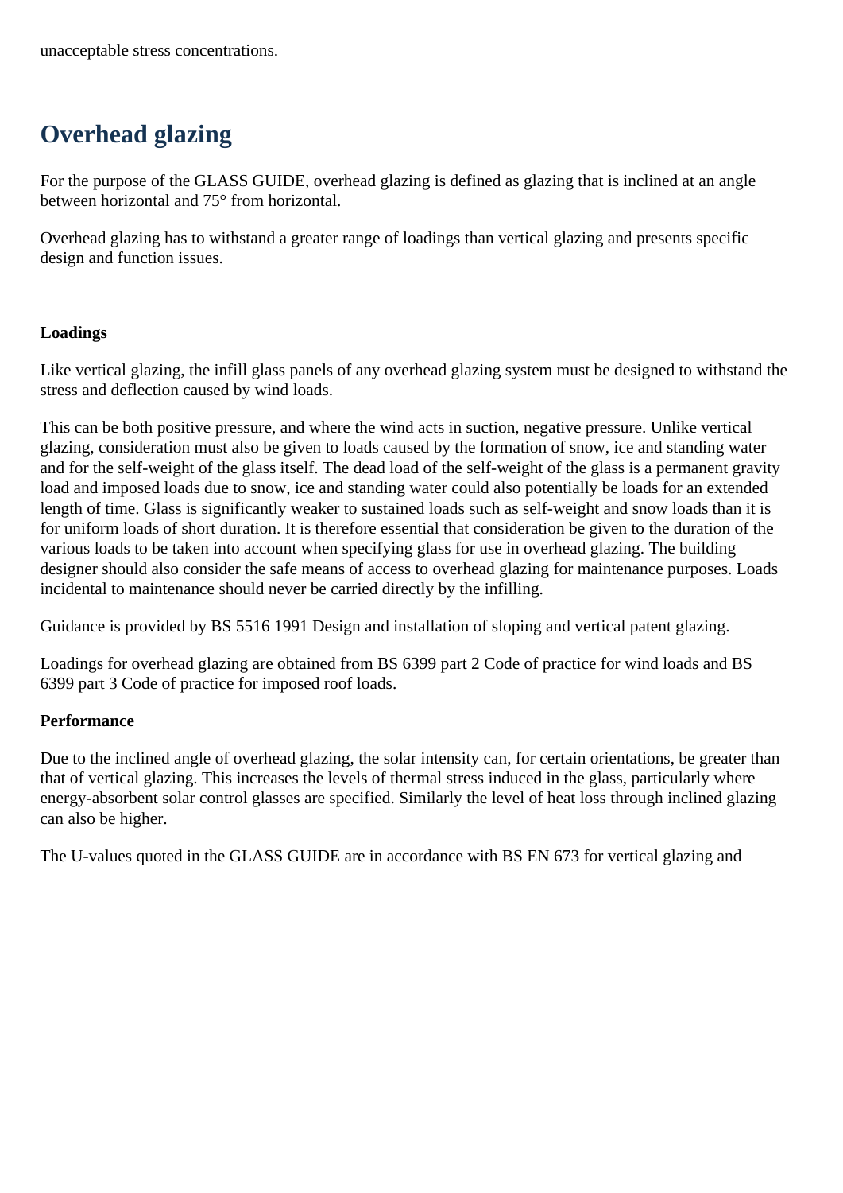unacceptable stress concentrations.

## Overhead glazing

For the purpose of the GLASS GUIDE, overhead glazing is defined as glazing that is inclined at an angle between horizontal and 75° from horizontal.

Overhead glazing has to withstand a greater range of loadings than vertical glazing and presents specific design and function issues.

**Loadings**

Like vertical glazing, the infill glass panels of any overhead glazing system must be designed to withstand the stress and deflection caused by wind loads.

This can be both positive pressure, and where the wind acts in suction, negative pressure. Unlike vertical glazing, consideration must also be given to loads caused by the formation of snow, ice and standing water and for the self-weight of the glass itself. The dead load of the self-weight of the glass is a permanent gravity load and imposed loads due to snow, ice and standing water could also potentially be loads for an extended length of time. Glass is significantly weaker to sustained loads such as self-weight and snow loads than it is for uniform loads of short duration. It is therefore essential that consideration be given to the duration of the various loads to be taken into account when specifying glass for use in overhead glazing. The building designer should also consider the safe means of access to overhead glazing for maintenance purposes. Loads incidental to maintenance should never be carried directly by the infilling.

Guidance is provided by BS 5516 1991 Design and installation of sloping and vertical patent glazing.

Loadings for overhead glazing are obtained from BS 6399 part 2 Code of practice for wind loads and BS 6399 part 3 Code of practice for imposed roof loads.

**Performance**

Due to the inclined angle of overhead glazing, the solar intensity can, for certain orientations, be greater than that of vertical glazing. This increases the levels of thermal stress induced in the glass, particularly where energy-absorbent solar control glasses are specified. Similarly the level of heat loss through inclined glazing can also be higher.

The U-values quoted in the GLASS GUIDE are in accordance with BS EN 673 for vertical glazing and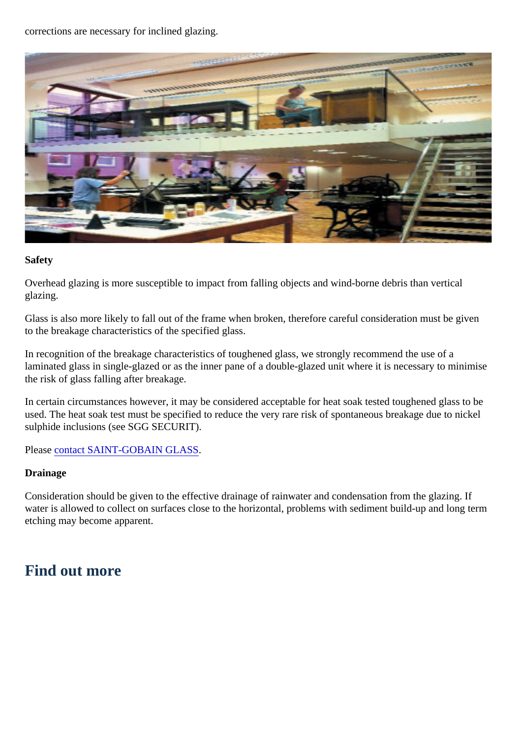corrections are necessary for inclined glazing.

**Safety**

Overhead glazing is more susceptible to impact from falling objects and wind-borne debris than vertical glazing.

Glass is also more likely to fall out of the frame when broken, therefore careful consideration must be given to the breakage characteristics of the specified glass.

In recognition of the breakage characteristics of toughened glass, we strongly recommend the use of a laminated glass in single-glazed or as the inner pane of a double-glazed unit where it is necessary to minimise the risk of glass falling after breakage.

In certain circumstances however, it may be considered acceptable for heat soak tested toughened glass to be used. The heat soak test must be specified to reduce the very rare risk of spontaneous breakage due to nickel sulphide inclusions (see SGG SECURIT).

Please contact SAINT-GOBAIN GLASS.

**Drainage**

Consideration should be given to the effective drainage of rainwater and condensation from the glazing. If water is allowed to collect on surfaces close to the horizontal, problems with sediment build-up and long term etching may become apparent.

# Find out more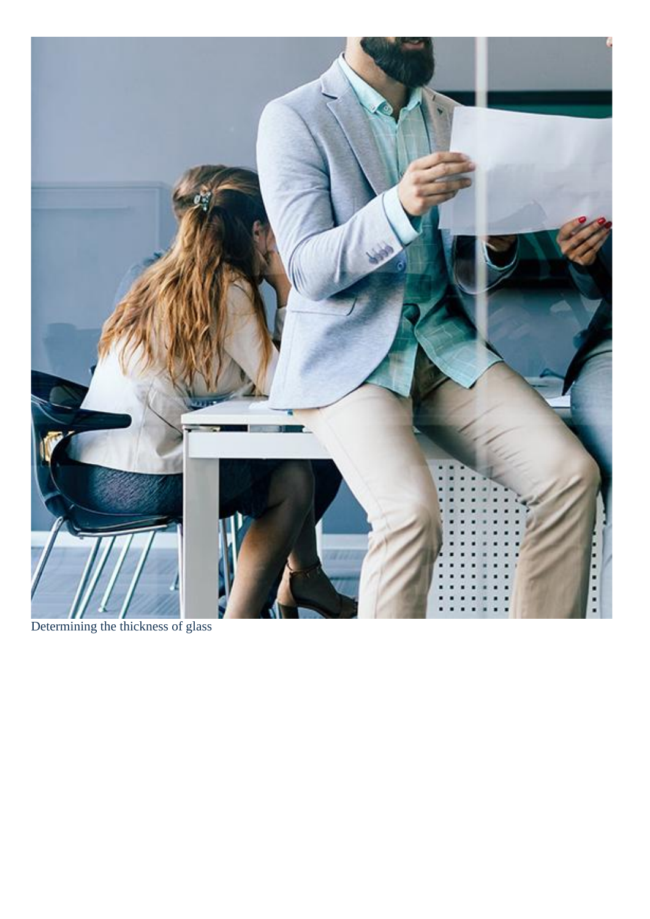Determining the thickness of glass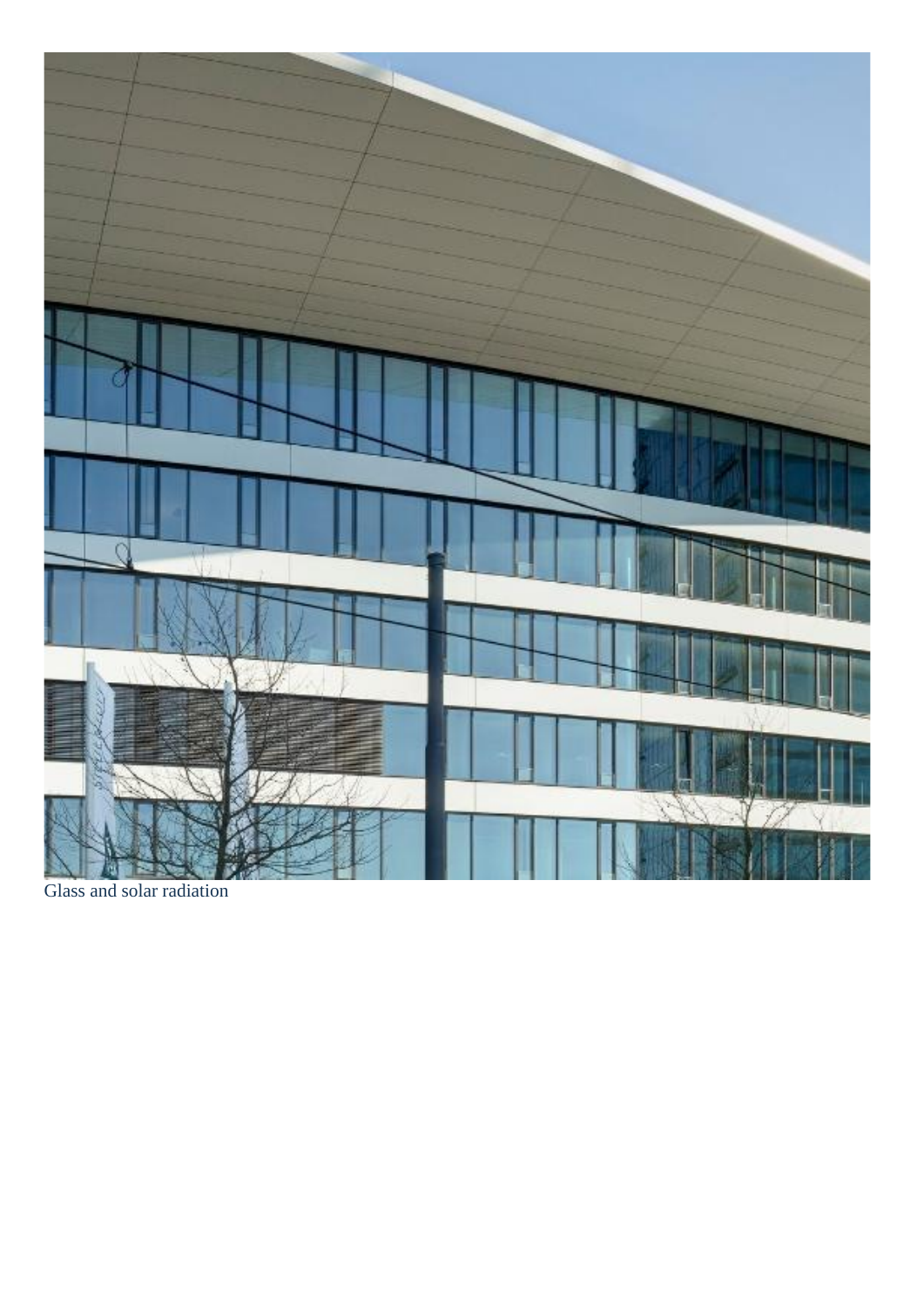Glass and solar radiation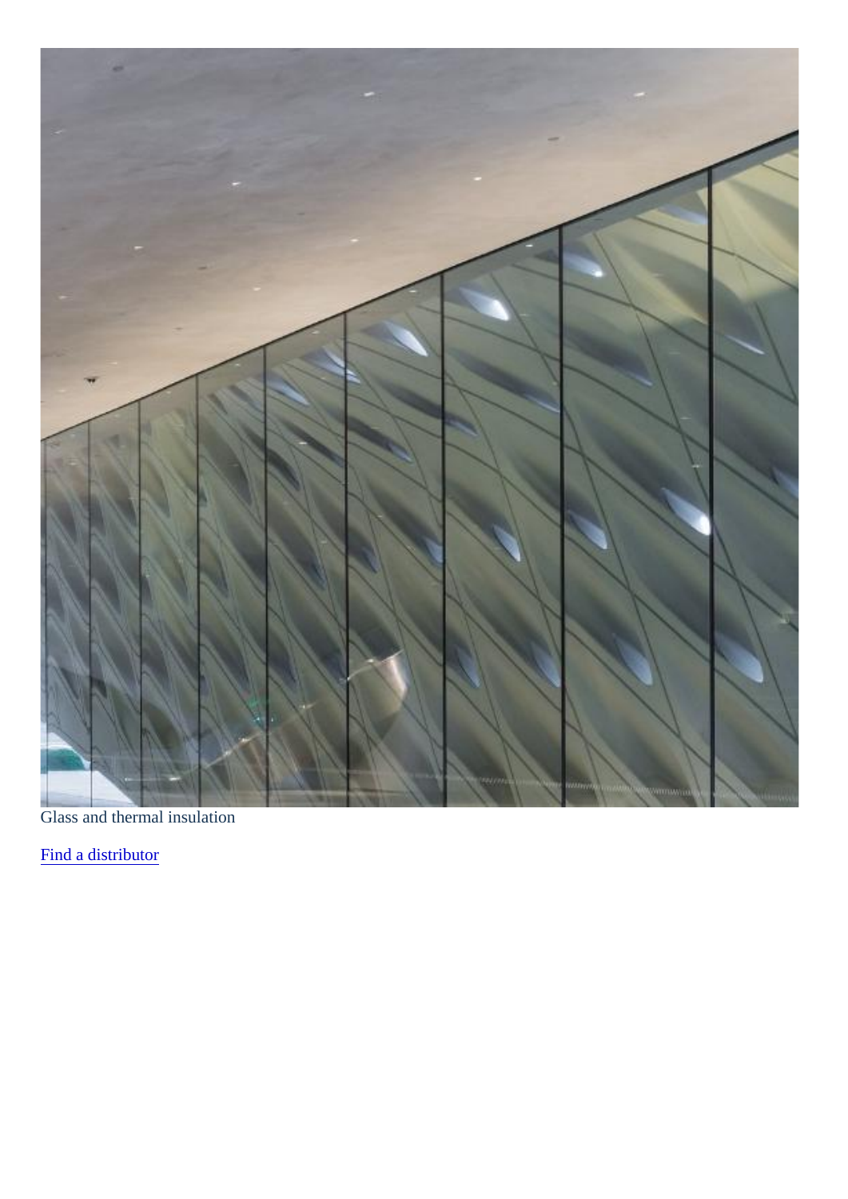Glass and thermal insulation

[Find a distributor]